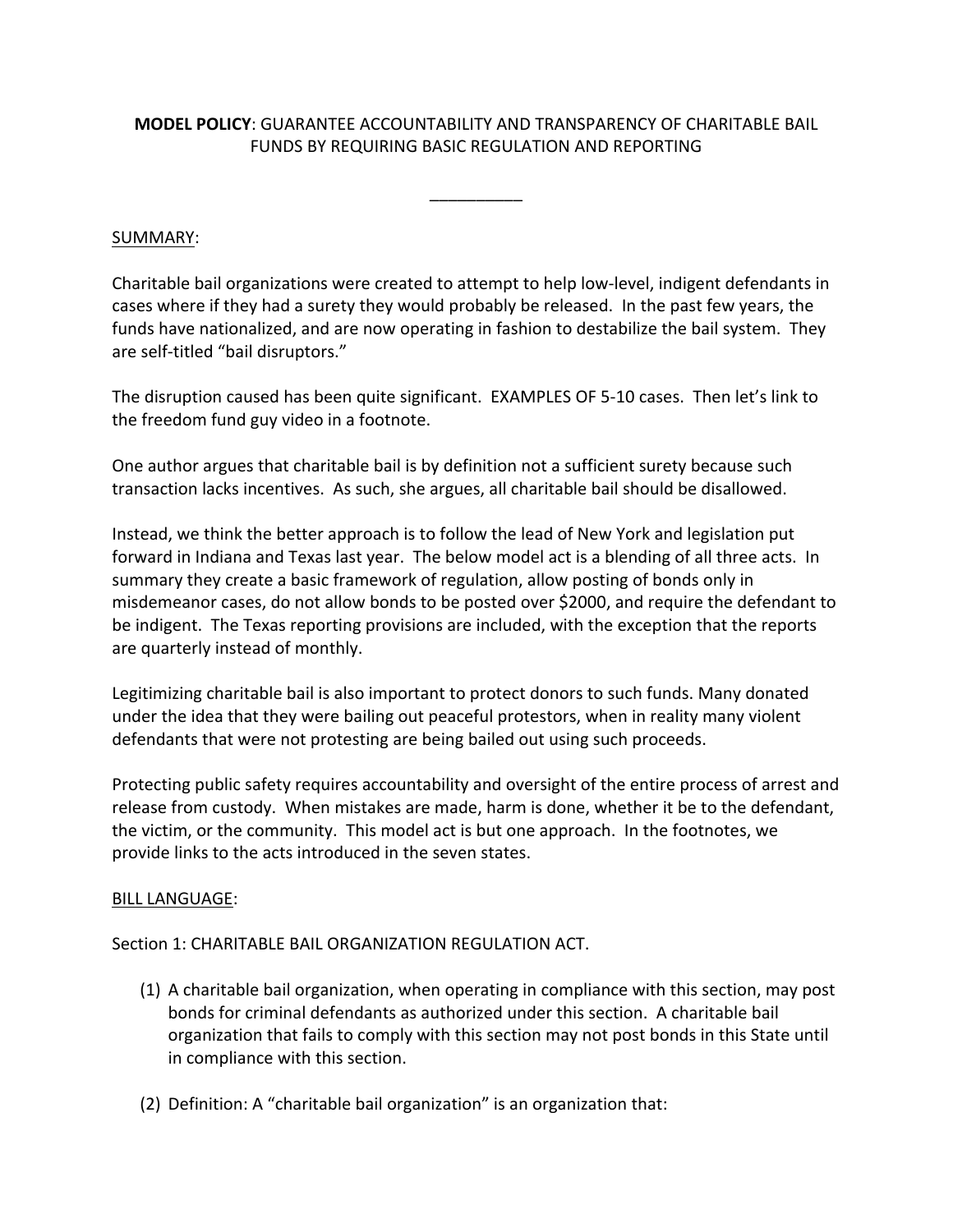**MODEL POLICY**: GUARANTEE ACCOUNTABILITY AND TRANSPARENCY OF CHARITABLE BAIL FUNDS BY REQUIRING BASIC REGULATION AND REPORTING

__________

SUMMARY:

Charitable bail organizations were created to attempt to help low-level, indigent defendants in cases where if they had a surety they would probably be released. In the past few years, the funds have nationalized, and are now operating in fashion to destabilize the bail system. They are self-titled "bail disruptors."

The disruption caused has been quite significant. EXAMPLES OF 5-10 cases. Then let's link to the freedom fund guy video in a footnote.

One author argues that charitable bail is by definition not a sufficient surety because such transaction lacks incentives. As such, she argues, all charitable bail should be disallowed.

Instead, we think the better approach is to follow the lead of New York and legislation put forward in Indiana and Texas last year. The below model act is a blending of all three acts. In summary they create a basic framework of regulation, allow posting of bonds only in misdemeanor cases, do not allow bonds to be posted over $2000, and require the defendant to be indigent. The Texas reporting provisions are included, with the exception that the reports are quarterly instead of monthly.

Legitimizing charitable bail is also important to protect donors to such funds. Many donated under the idea that they were bailing out peaceful protestors, when in reality many violent defendants that were not protesting are being bailed out using such proceeds.

Protecting public safety requires accountability and oversight of the entire process of arrest and release from custody. When mistakes are made, harm is done, whether it be to the defendant, the victim, or the community. This model act is but one approach. In the footnotes, we provide links to the acts introduced in the seven states.

BILL LANGUAGE:

Section 1: CHARITABLE BAIL ORGANIZATION REGULATION ACT.

(1) A charitable bail organization, when operating in compliance with this section, may post bonds for criminal defendants as authorized under this section. A charitable bail organization that fails to comply with this section may not post bonds in this State until in compliance with this section.

(2) Definition: A "charitable bail organization" is an organization that: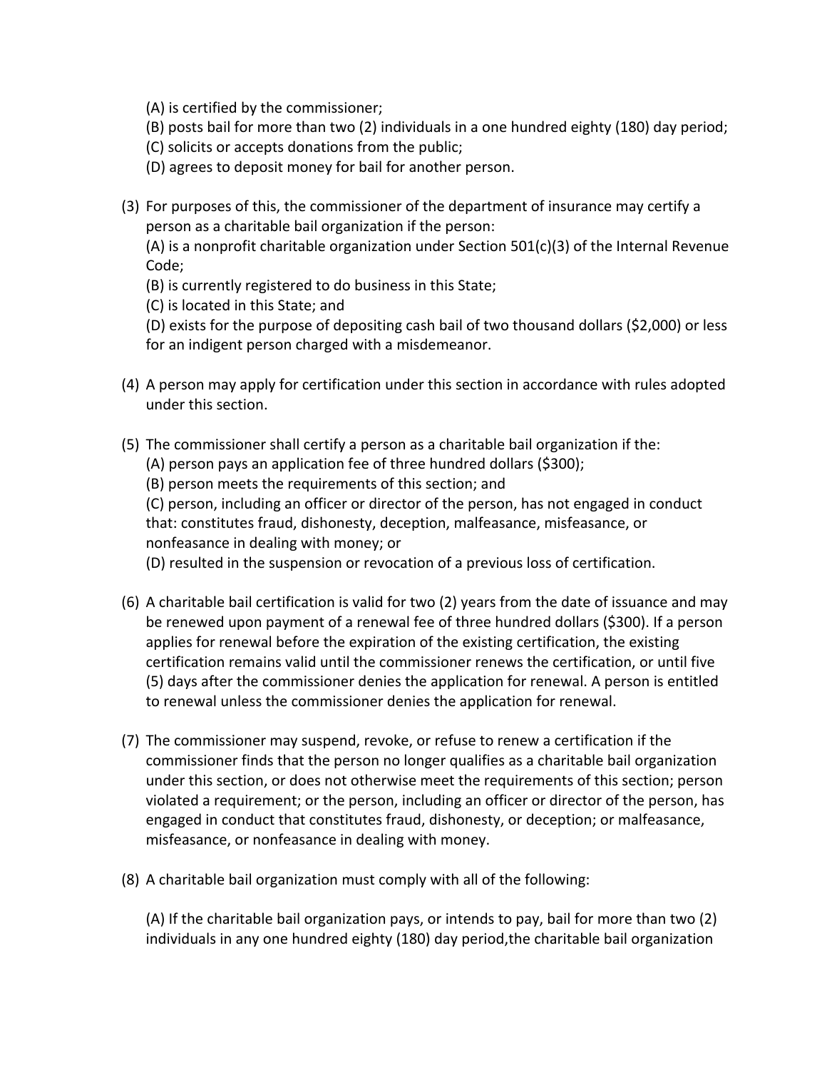(A) is certified by the commissioner;
(B) posts bail for more than two (2) individuals in a one hundred eighty (180) day period;
(C) solicits or accepts donations from the public;
(D) agrees to deposit money for bail for another person.

(3) For purposes of this, the commissioner of the department of insurance may certify a person as a charitable bail organization if the person:
(A) is a nonprofit charitable organization under Section 501(c)(3) of the Internal Revenue Code;
(B) is currently registered to do business in this State;
(C) is located in this State; and
(D) exists for the purpose of depositing cash bail of two thousand dollars ($2,000) or less for an indigent person charged with a misdemeanor.

(4) A person may apply for certification under this section in accordance with rules adopted under this section.

(5) The commissioner shall certify a person as a charitable bail organization if the:
(A) person pays an application fee of three hundred dollars ($300);
(B) person meets the requirements of this section; and
(C) person, including an officer or director of the person, has not engaged in conduct that: constitutes fraud, dishonesty, deception, malfeasance, misfeasance, or nonfeasance in dealing with money; or
(D) resulted in the suspension or revocation of a previous loss of certification.

(6) A charitable bail certification is valid for two (2) years from the date of issuance and may be renewed upon payment of a renewal fee of three hundred dollars ($300). If a person applies for renewal before the expiration of the existing certification, the existing certification remains valid until the commissioner renews the certification, or until five (5) days after the commissioner denies the application for renewal. A person is entitled to renewal unless the commissioner denies the application for renewal.

(7) The commissioner may suspend, revoke, or refuse to renew a certification if the commissioner finds that the person no longer qualifies as a charitable bail organization under this section, or does not otherwise meet the requirements of this section; person violated a requirement; or the person, including an officer or director of the person, has engaged in conduct that constitutes fraud, dishonesty, or deception; or malfeasance, misfeasance, or nonfeasance in dealing with money.

(8) A charitable bail organization must comply with all of the following:

(A) If the charitable bail organization pays, or intends to pay, bail for more than two (2) individuals in any one hundred eighty (180) day period,the charitable bail organization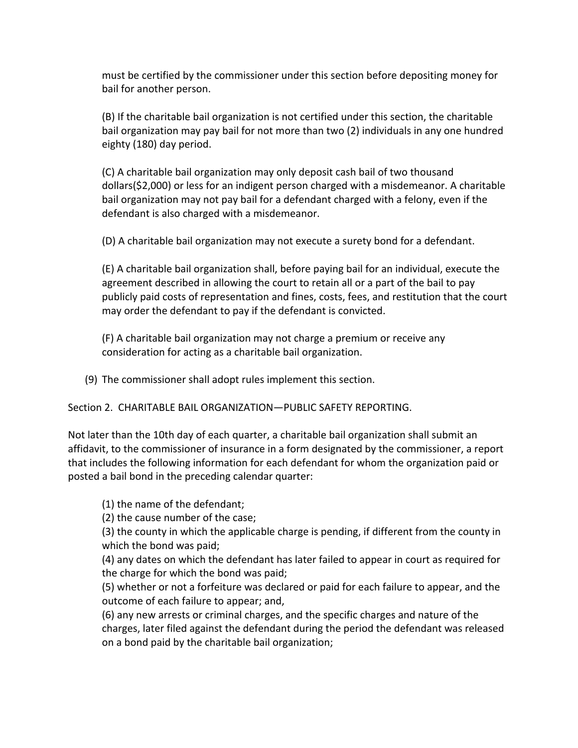must be certified by the commissioner under this section before depositing money for bail for another person.

(B) If the charitable bail organization is not certified under this section, the charitable bail organization may pay bail for not more than two (2) individuals in any one hundred eighty (180) day period.

(C) A charitable bail organization may only deposit cash bail of two thousand dollars($2,000) or less for an indigent person charged with a misdemeanor. A charitable bail organization may not pay bail for a defendant charged with a felony, even if the defendant is also charged with a misdemeanor.

(D) A charitable bail organization may not execute a surety bond for a defendant.

(E) A charitable bail organization shall, before paying bail for an individual, execute the agreement described in allowing the court to retain all or a part of the bail to pay publicly paid costs of representation and fines, costs, fees, and restitution that the court may order the defendant to pay if the defendant is convicted.

(F) A charitable bail organization may not charge a premium or receive any consideration for acting as a charitable bail organization.

(9) The commissioner shall adopt rules implement this section.

Section 2. CHARITABLE BAIL ORGANIZATION—PUBLIC SAFETY REPORTING.

Not later than the 10th day of each quarter, a charitable bail organization shall submit an affidavit, to the commissioner of insurance in a form designated by the commissioner, a report that includes the following information for each defendant for whom the organization paid or posted a bail bond in the preceding calendar quarter:

(1) the name of the defendant;
(2) the cause number of the case;
(3) the county in which the applicable charge is pending, if different from the county in which the bond was paid;
(4) any dates on which the defendant has later failed to appear in court as required for the charge for which the bond was paid;
(5) whether or not a forfeiture was declared or paid for each failure to appear, and the outcome of each failure to appear; and,
(6) any new arrests or criminal charges, and the specific charges and nature of the charges, later filed against the defendant during the period the defendant was released on a bond paid by the charitable bail organization;